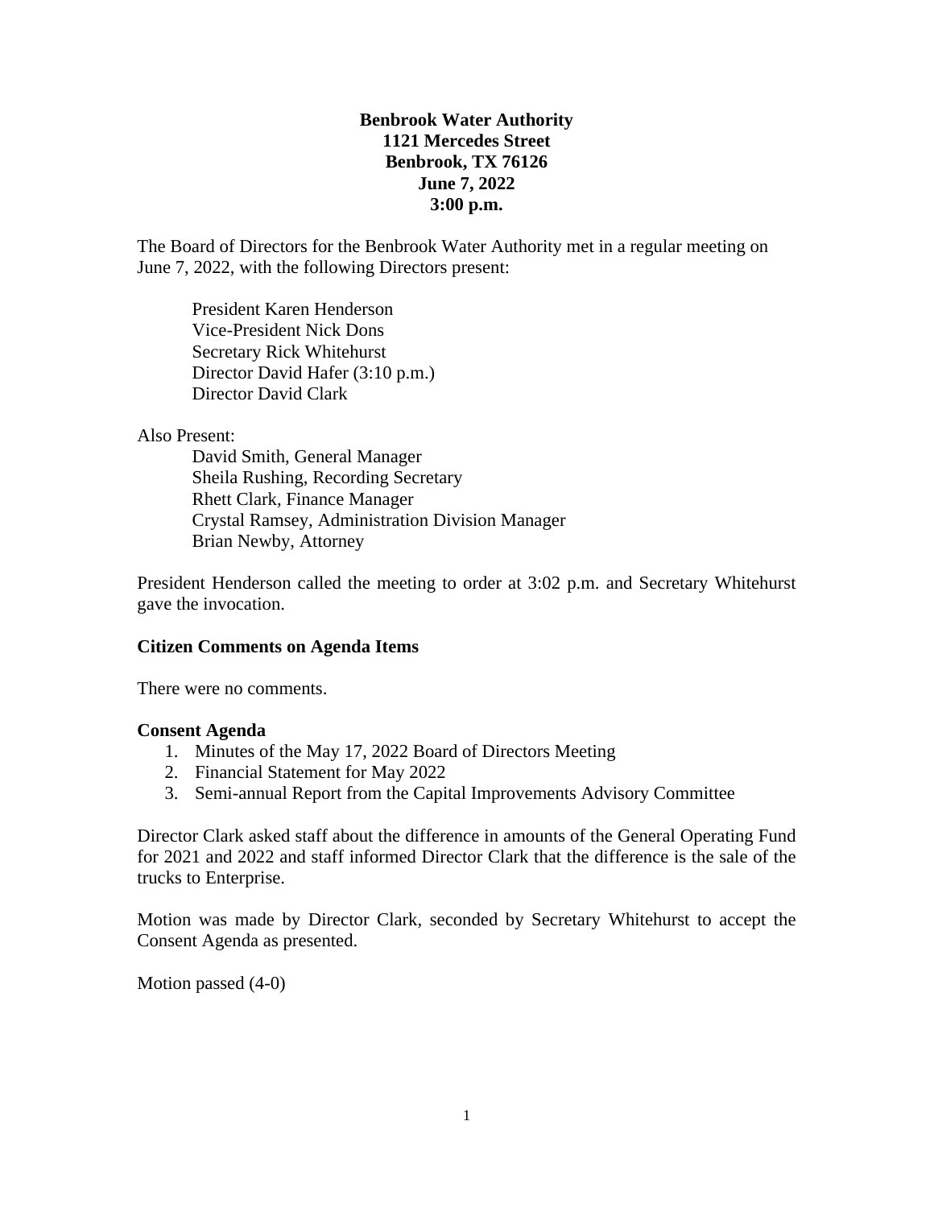**Benbrook Water Authority**
**1121 Mercedes Street**
**Benbrook, TX 76126**
**June 7, 2022**
**3:00 p.m.**

The Board of Directors for the Benbrook Water Authority met in a regular meeting on June 7, 2022, with the following Directors present:

President Karen Henderson
Vice-President Nick Dons
Secretary Rick Whitehurst
Director David Hafer (3:10 p.m.)
Director David Clark

Also Present:
David Smith, General Manager
Sheila Rushing, Recording Secretary
Rhett Clark, Finance Manager
Crystal Ramsey, Administration Division Manager
Brian Newby, Attorney

President Henderson called the meeting to order at 3:02 p.m. and Secretary Whitehurst gave the invocation.

**Citizen Comments on Agenda Items**

There were no comments.

**Consent Agenda**

1. Minutes of the May 17, 2022 Board of Directors Meeting
2. Financial Statement for May 2022
3. Semi-annual Report from the Capital Improvements Advisory Committee

Director Clark asked staff about the difference in amounts of the General Operating Fund for 2021 and 2022 and staff informed Director Clark that the difference is the sale of the trucks to Enterprise.

Motion was made by Director Clark, seconded by Secretary Whitehurst to accept the Consent Agenda as presented.

Motion passed (4-0)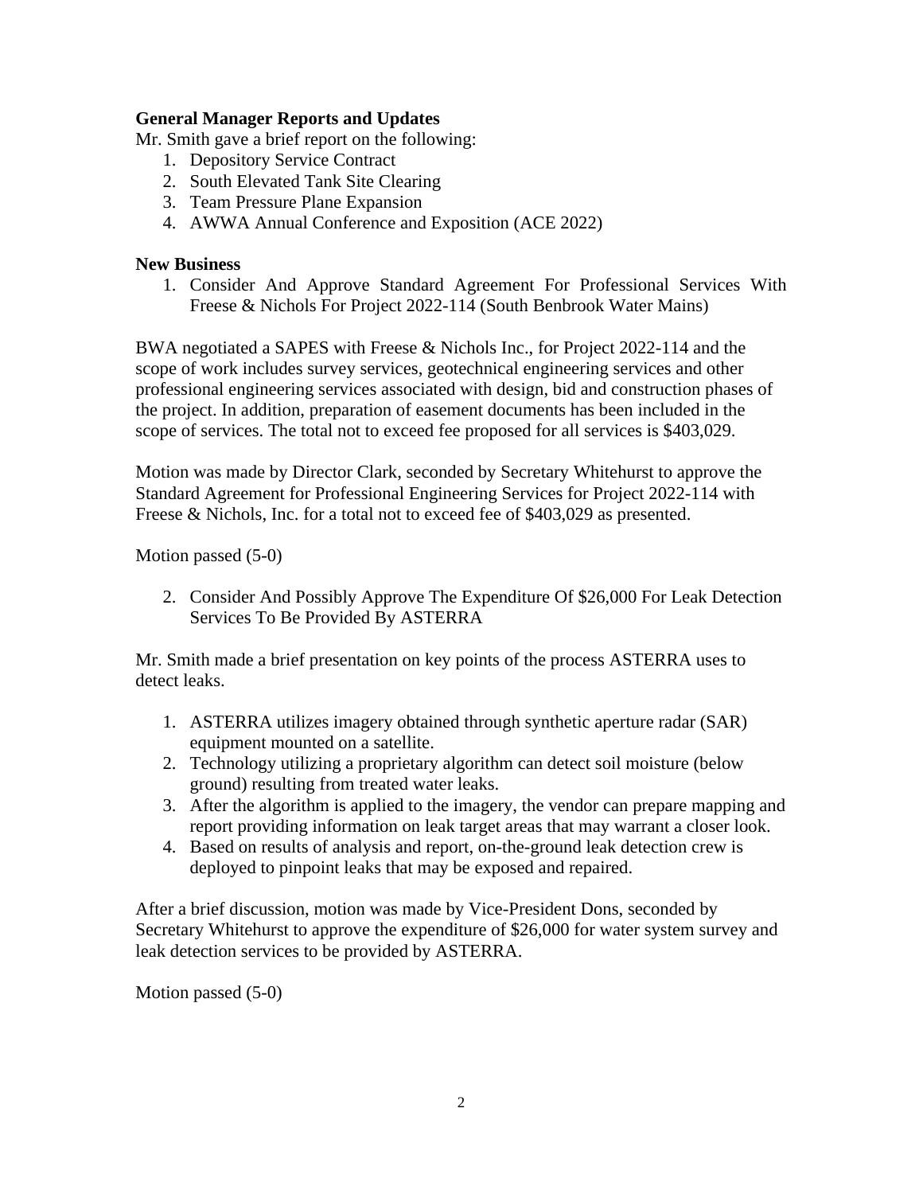**General Manager Reports and Updates**

Mr. Smith gave a brief report on the following:

1. Depository Service Contract
2. South Elevated Tank Site Clearing
3. Team Pressure Plane Expansion
4. AWWA Annual Conference and Exposition (ACE 2022)

**New Business**

1. Consider And Approve Standard Agreement For Professional Services With Freese & Nichols For Project 2022-114 (South Benbrook Water Mains)

BWA negotiated a SAPES with Freese & Nichols Inc., for Project 2022-114 and the scope of work includes survey services, geotechnical engineering services and other professional engineering services associated with design, bid and construction phases of the project. In addition, preparation of easement documents has been included in the scope of services. The total not to exceed fee proposed for all services is $403,029.

Motion was made by Director Clark, seconded by Secretary Whitehurst to approve the Standard Agreement for Professional Engineering Services for Project 2022-114 with Freese & Nichols, Inc. for a total not to exceed fee of $403,029 as presented.

Motion passed (5-0)

2. Consider And Possibly Approve The Expenditure Of $26,000 For Leak Detection Services To Be Provided By ASTERRA

Mr. Smith made a brief presentation on key points of the process ASTERRA uses to detect leaks.

1. ASTERRA utilizes imagery obtained through synthetic aperture radar (SAR) equipment mounted on a satellite.
2. Technology utilizing a proprietary algorithm can detect soil moisture (below ground) resulting from treated water leaks.
3. After the algorithm is applied to the imagery, the vendor can prepare mapping and report providing information on leak target areas that may warrant a closer look.
4. Based on results of analysis and report, on-the-ground leak detection crew is deployed to pinpoint leaks that may be exposed and repaired.

After a brief discussion, motion was made by Vice-President Dons, seconded by Secretary Whitehurst to approve the expenditure of $26,000 for water system survey and leak detection services to be provided by ASTERRA.

Motion passed (5-0)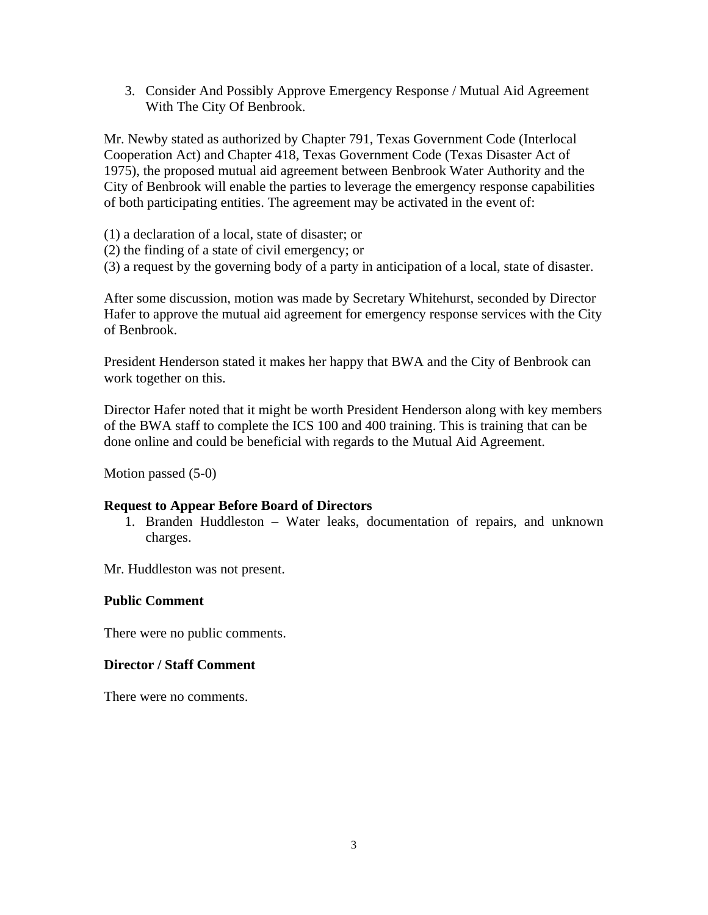3. Consider And Possibly Approve Emergency Response / Mutual Aid Agreement With The City Of Benbrook.

Mr. Newby stated as authorized by Chapter 791, Texas Government Code (Interlocal Cooperation Act) and Chapter 418, Texas Government Code (Texas Disaster Act of 1975), the proposed mutual aid agreement between Benbrook Water Authority and the City of Benbrook will enable the parties to leverage the emergency response capabilities of both participating entities. The agreement may be activated in the event of:

(1) a declaration of a local, state of disaster; or
(2) the finding of a state of civil emergency; or
(3) a request by the governing body of a party in anticipation of a local, state of disaster.

After some discussion, motion was made by Secretary Whitehurst, seconded by Director Hafer to approve the mutual aid agreement for emergency response services with the City of Benbrook.

President Henderson stated it makes her happy that BWA and the City of Benbrook can work together on this.

Director Hafer noted that it might be worth President Henderson along with key members of the BWA staff to complete the ICS 100 and 400 training. This is training that can be done online and could be beneficial with regards to the Mutual Aid Agreement.

Motion passed (5-0)

**Request to Appear Before Board of Directors**

1. Branden Huddleston – Water leaks, documentation of repairs, and unknown charges.

Mr. Huddleston was not present.

**Public Comment**

There were no public comments.

**Director / Staff Comment**

There were no comments.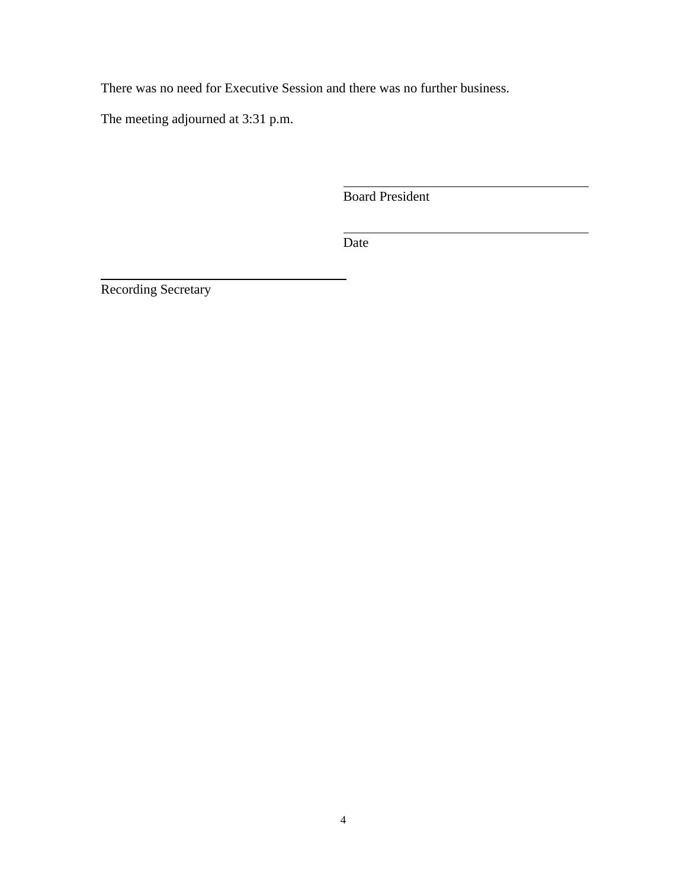There was no need for Executive Session and there was no further business.

The meeting adjourned at 3:31 p.m.

\_\_\_\_\_\_\_\_\_\_\_\_\_\_\_\_\_\_\_\_\_\_\_\_\_\_\_\_\_\_\_\_\_\_\_\_\_\_
Board President

\_\_\_\_\_\_\_\_\_\_\_\_\_\_\_\_\_\_\_\_\_\_\_\_\_\_\_\_\_\_\_\_\_\_\_\_\_\_
Date

\_\_\_\_\_\_\_\_\_\_\_\_\_\_\_\_\_\_\_\_\_\_\_\_\_\_\_\_\_\_\_\_\_\_\_\_\_\_
Recording Secretary